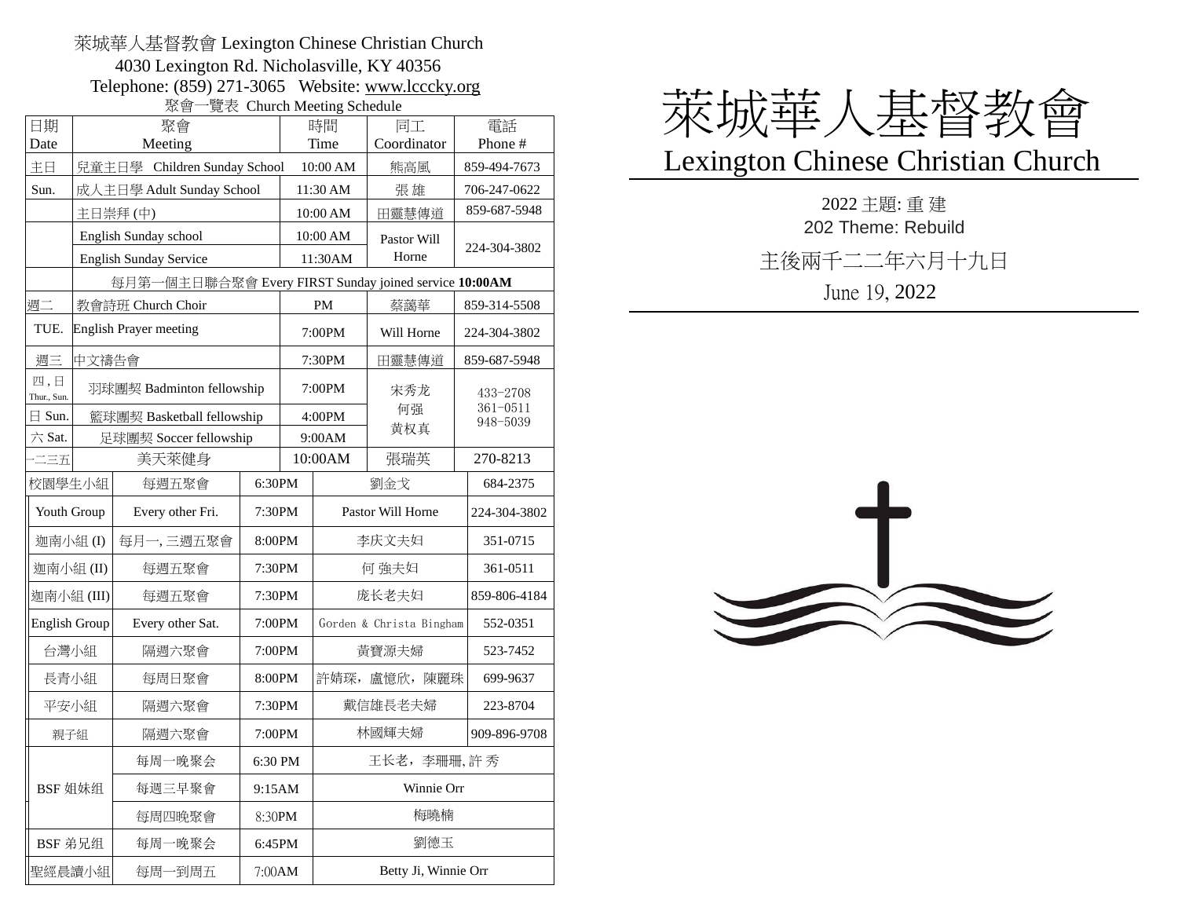萊城華人基督教會 Lexington Chinese Christian Church
4030 Lexington Rd. Nicholasville, KY 40356
Telephone: (859) 271-3065 Website: www.lcccky.org

聚會一覽表 Church Meeting Schedule

| 日期 Date | 聚會 Meeting | 時間 Time | 同工 Coordinator | 電話 Phone # |
|---|---|---|---|---|
| 主日 | 兒童主日學 Children Sunday School | 10:00 AM | 熊高風 | 859-494-7673 |
| Sun. | 成人主日學 Adult Sunday School | 11:30 AM | 張 雄 | 706-247-0622 |
| | 主日崇拜 (中) | 10:00 AM | 田靈慧傳道 | 859-687-5948 |
| | English Sunday school | 10:00 AM | Pastor Will Horne | 224-304-3802 |
| | English Sunday Service | 11:30AM | | |
| | 每月第一個主日聯合聚會 Every FIRST Sunday joined service **10:00AM** | | | |
| 週二 | 教會詩班 Church Choir | PM | 蔡藹華 | 859-314-5508 |
| TUE. | English Prayer meeting | 7:00PM | Will Horne | 224-304-3802 |
| 週三 | 中文禱告會 | 7:30PM | 田靈慧傳道 | 859-687-5948 |
| 四，日 Thur., Sun. | 羽球團契 Badminton fellowship | 7:00PM | 宋秀龙 | 433-2708 |
| 日 Sun. | 籃球團契 Basketball fellowship | 4:00PM | 何强 | 361-0511 |
| 六 Sat. | 足球團契 Soccer fellowship | 9:00AM | 黄权真 | 948-5039 |
| 一二三五 | 美天萊健身 | 10:00AM | 張瑞英 | 270-8213 |

| 小組 | 聚會 | 時間 | 同工 | 電話 |
|---|---|---|---|---|
| 校園學生小組 | 每週五聚會 | 6:30PM | 劉金戈 | 684-2375 |
| Youth Group | Every other Fri. | 7:30PM | Pastor Will Horne | 224-304-3802 |
| 迦南小組 (I) | 每月一, 三週五聚會 | 8:00PM | 李庆文夫妇 | 351-0715 |
| 迦南小組 (II) | 每週五聚會 | 7:30PM | 何 強夫妇 | 361-0511 |
| 迦南小組 (III) | 每週五聚會 | 7:30PM | 庞长老夫妇 | 859-806-4184 |
| English Group | Every other Sat. | 7:00PM | Gorden & Christa Bingham | 552-0351 |
| 台灣小組 | 隔週六聚會 | 7:00PM | 黃寶源夫婦 | 523-7452 |
| 長青小組 | 每周日聚會 | 8:00PM | 許婧琛，盧憶欣，陳麗珠 | 699-9637 |
| 平安小組 | 隔週六聚會 | 7:30PM | 戴信雄長老夫婦 | 223-8704 |
| 親子組 | 隔週六聚會 | 7:00PM | 林國輝夫婦 | 909-896-9708 |
| BSF 姐妹组 | 每周一晚聚会 | 6:30 PM | 王长老，李珊珊, 許 秀 | |
| | 每週三早聚會 | 9:15AM | Winnie Orr | |
| | 每周四晚聚會 | 8:30PM | 梅曉楠 | |
| BSF 弟兄组 | 每周一晚聚会 | 6:45PM | 劉德玉 | |
| 聖經晨讀小組 | 每周一到周五 | 7:00AM | Betty Ji, Winnie Orr | |

# 萊城華人基督教會

## Lexington Chinese Christian Church

2022 主題: 重 建

202 Theme: Rebuild

主後兩千二二年六月十九日

June 19, 2022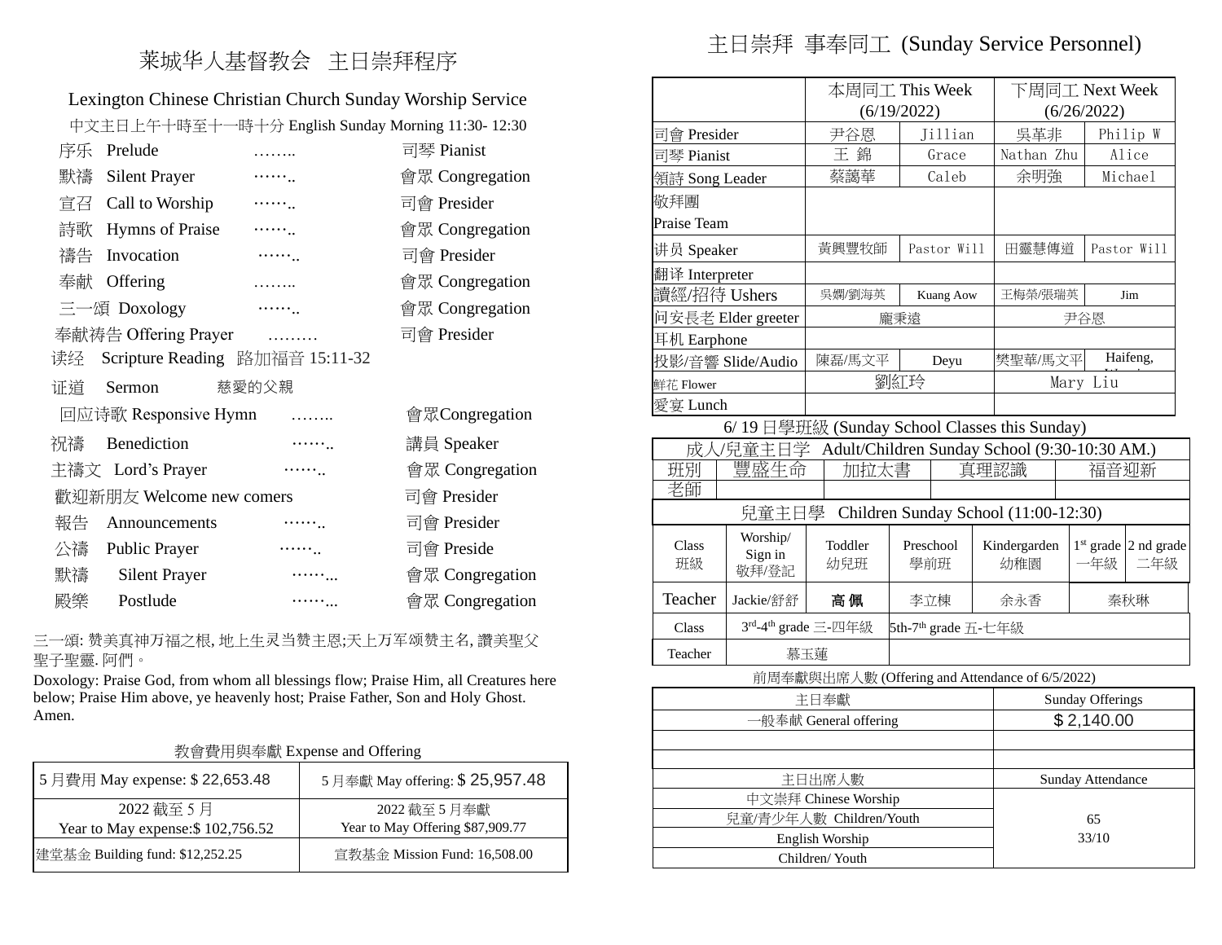# 莱城华人基督教会 主日崇拜程序

## Lexington Chinese Christian Church Sunday Worship Service

中文主日上午十時至十一時十分 English Sunday Morning 11:30- 12:30

| | | |
|---|---|---|
| 序乐 Prelude | …….. | 司琴 Pianist |
| 默禱 Silent Prayer | …….. | 會眾 Congregation |
| 宣召 Call to Worship | …….. | 司會 Presider |
| 詩歌 Hymns of Praise | …….. | 會眾 Congregation |
| 禱告 Invocation | …….. | 司會 Presider |
| 奉献 Offering | …….. | 會眾 Congregation |
| 三一頌 Doxology | …….. | 會眾 Congregation |
| 奉獻祷告 Offering Prayer | ……… | 司會 Presider |
| 读经 Scripture Reading 路加福音 15:11-32 | | |
| 证道 Sermon 慈愛的父親 | | |
| 回应诗歌 Responsive Hymn | …….. | 會眾Congregation |
| 祝禱 Benediction | …….. | 講員 Speaker |
| 主禱文 Lord's Prayer | …….. | 會眾 Congregation |
| 歡迎新朋友 Welcome new comers | | 司會 Presider |
| 報告 Announcements | …….. | 司會 Presider |
| 公禱 Public Prayer | …….. | 司會 Preside |
| 默禱 Silent Prayer | ……... | 會眾 Congregation |
| 殿樂 Postlude | ……... | 會眾 Congregation |

三一頌: 赞美真神万福之根, 地上生灵当赞主恩;天上万军颂赞主名, 讚美聖父聖子聖靈. 阿們。

Doxology: Praise God, from whom all blessings flow; Praise Him, all Creatures here below; Praise Him above, ye heavenly host; Praise Father, Son and Holy Ghost. Amen.

教會費用與奉獻 Expense and Offering

| | |
|---|---|
| 5 月費用 May expense: $ 22,653.48 | 5 月奉獻 May offering: $ 25,957.48 |
| 2022 截至 5 月<br>Year to May expense:$ 102,756.52 | 2022 截至 5 月奉獻<br>Year to May Offering $87,909.77 |
| 建堂基金 Building fund: $12,252.25 | 宣教基金 Mission Fund: 16,508.00 |

# 主日崇拜 事奉同工 (Sunday Service Personnel)

| | 本周同工 This Week (6/19/2022) | | 下周同工 Next Week (6/26/2022) | |
|---|---|---|---|---|
| 司會 Presider | 尹谷恩 | Jillian | 吳革非 | Philip W |
| 司琴 Pianist | 王 錦 | Grace | Nathan Zhu | Alice |
| 領詩 Song Leader | 蔡藹華 | Caleb | 余明強 | Michael |
| 敬拜團 Praise Team | | | | |
| 讲员 Speaker | 黃興豐牧師 | Pastor Will | 田靈慧傳道 | Pastor Will |
| 翻译 Interpreter | | | | |
| 讀經/招待 Ushers | 吳嫻/劉海英 | Kuang Aow | 王梅榮/張瑞英 | Jim |
| 问安長老 Elder greeter | 龐秉遠 | | 尹谷恩 | |
| 耳机 Earphone | | | | |
| 投影/音響 Slide/Audio | 陳磊/馬文平 | Deyu | 樊聖華/馬文平 | Haifeng, |
| 鮮花 Flower | 劉紅玲 | | Mary Liu | |
| 愛宴 Lunch | | | | |

6/ 19 日學班級 (Sunday School Classes this Sunday)

| 成人/兒童主日学 Adult/Children Sunday School (9:30-10:30 AM.) | | | | |
|---|---|---|---|---|
| 班別 | 豐盛生命 | 加拉太書 | 真理認識 | 福音迎新 |
| 老師 | | | | |

| 兒童主日學 Children Sunday School (11:00-12:30) | | | | | | |
|---|---|---|---|---|---|---|
| Class 班級 | Worship/ Sign in 敬拜/登記 | Toddler 幼兒班 | Preschool 學前班 | Kindergarden 幼稚園 | 1st grade 一年級 | 2 nd grade 二年級 |
| Teacher | Jackie/舒舒 | 高 佩 | 李立棟 | 余永香 | 秦秋琳 | |
| Class | 3rd-4th grade 三-四年級 | | 5th-7th grade 五-七年級 | | | |
| Teacher | 慕玉蓮 | | | | | |

前周奉獻與出席人數 (Offering and Attendance of 6/5/2022)

| 主日奉獻 | Sunday Offerings |
|---|---|
| 一般奉獻 General offering | $ 2,140.00 |
| | |
| | |
| 主日出席人數 | Sunday Attendance |
| 中文崇拜 Chinese Worship | |
| 兒童/青少年人數 Children/Youth | 65 |
| English Worship | 33/10 |
| Children/ Youth | |